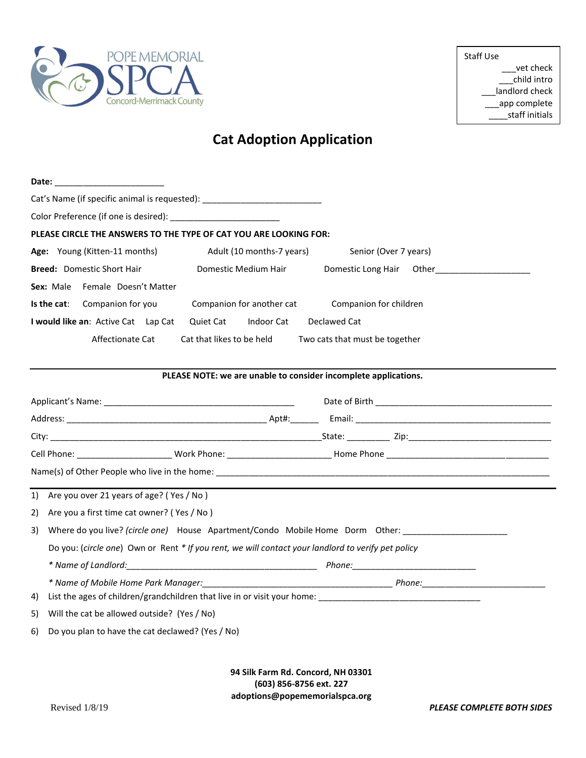POPE MEMORIAL SPCA
Concord-Merrimack County

Staff Use
___vet check
___child intro
___landlord check
___app complete
____staff initials

# Cat Adoption Application

**Date:** ______________________

Cat's Name (if specific animal is requested): ________________________

Color Preference (if one is desired): ______________________

**PLEASE CIRCLE THE ANSWERS TO THE TYPE OF CAT YOU ARE LOOKING FOR:**

**Age:** Young (Kitten-11 months) Adult (10 months-7 years) Senior (Over 7 years)

**Breed:** Domestic Short Hair Domestic Medium Hair Domestic Long Hair Other____________________

**Sex:** Male Female Doesn't Matter

**Is the cat**: Companion for you Companion for another cat Companion for children

**I would like an**: Active Cat Lap Cat Quiet Cat Indoor Cat Declawed Cat

Affectionate Cat Cat that likes to be held Two cats that must be together

---

**PLEASE NOTE: we are unable to consider incomplete applications.**

Applicant's Name: ________________________________________ Date of Birth ______________________________________

Address: __________________________________________ Apt#:______ Email: __________________________________________

City: _______________________________________________________State: _________ Zip:______________________________

Cell Phone: ____________________ Work Phone: _____________________ Home Phone __________________________________

Name(s) of Other People who live in the home: ___________________________________________________________________

---

1) Are you over 21 years of age? ( Yes / No )
2) Are you a first time cat owner? ( Yes / No )
3) Where do you live? *(circle one)* House Apartment/Condo Mobile Home Dorm Other: _____________________

   Do you: (*circle one*) Own or Rent *\* If you rent, we will contact your landlord to verify pet policy*

   *\* Name of Landlord:*________________________________________ *Phone:*__________________________

   *\* Name of Mobile Home Park Manager:*_______________________________________ *Phone:*_________________________
4) List the ages of children/grandchildren that live in or visit your home: __________________________________
5) Will the cat be allowed outside? (Yes / No)
6) Do you plan to have the cat declawed? (Yes / No)

**94 Silk Farm Rd. Concord, NH 03301**
**(603) 856-8756 ext. 227**
**adoptions@popememorialspca.org**

Revised 1/8/19

***PLEASE COMPLETE BOTH SIDES***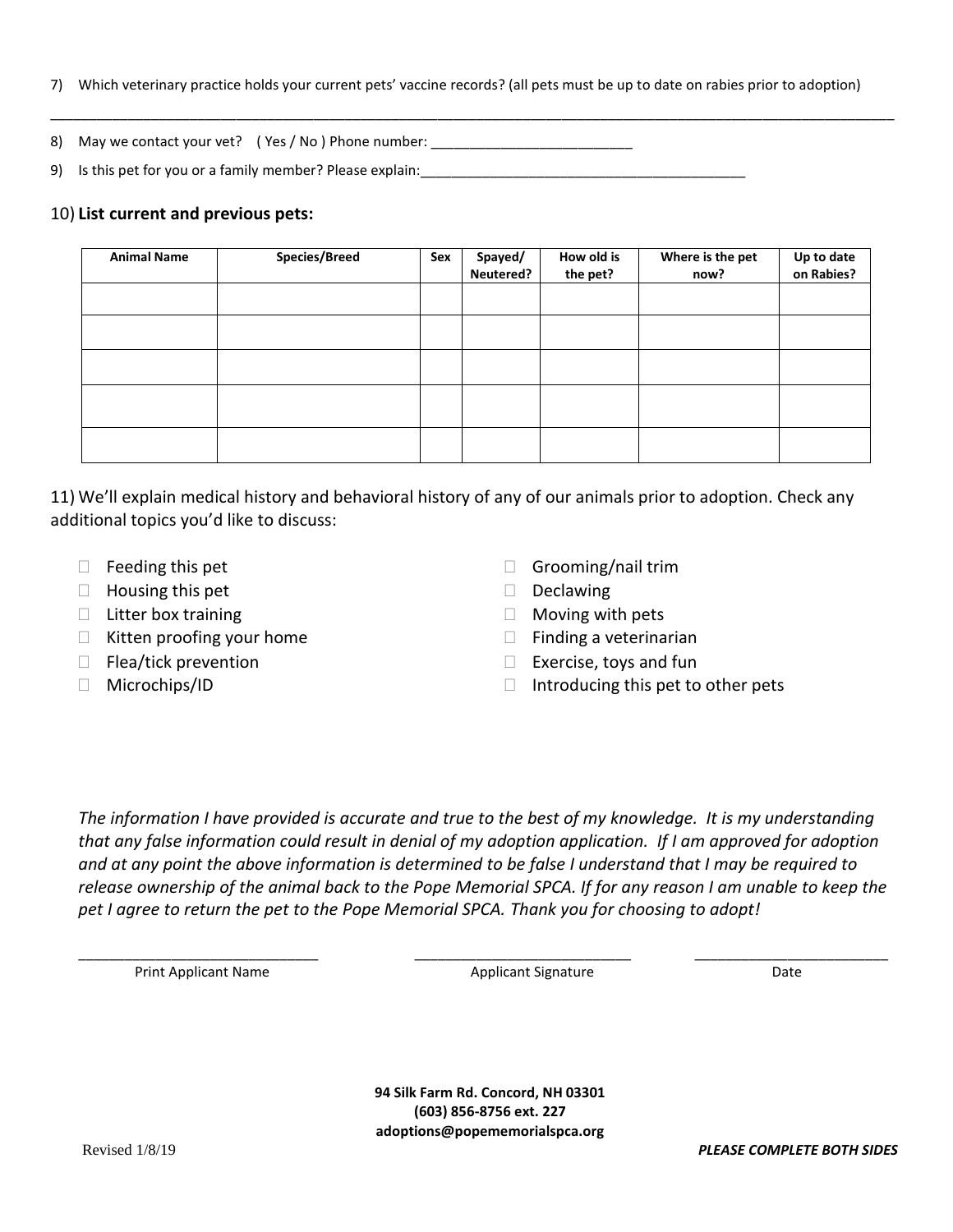7) Which veterinary practice holds your current pets' vaccine records? (all pets must be up to date on rabies prior to adoption)

_______________________________________________________________________________________________________________

8) May we contact your vet? ( Yes / No ) Phone number: __________________________

9) Is this pet for you or a family member? Please explain:____________________________________________

10) **List current and previous pets:**

| Animal Name | Species/Breed | Sex | Spayed/ Neutered? | How old is the pet? | Where is the pet now? | Up to date on Rabies? |
|---|---|---|---|---|---|---|
| | | | | | | |
| | | | | | | |
| | | | | | | |
| | | | | | | |
| | | | | | | |

11) We'll explain medical history and behavioral history of any of our animals prior to adoption. Check any additional topics you'd like to discuss:

- ☐ Feeding this pet
- ☐ Housing this pet
- ☐ Litter box training
- ☐ Kitten proofing your home
- ☐ Flea/tick prevention
- ☐ Microchips/ID
- ☐ Grooming/nail trim
- ☐ Declawing
- ☐ Moving with pets
- ☐ Finding a veterinarian
- ☐ Exercise, toys and fun
- ☐ Introducing this pet to other pets

*The information I have provided is accurate and true to the best of my knowledge. It is my understanding that any false information could result in denial of my adoption application. If I am approved for adoption and at any point the above information is determined to be false I understand that I may be required to release ownership of the animal back to the Pope Memorial SPCA. If for any reason I am unable to keep the pet I agree to return the pet to the Pope Memorial SPCA. Thank you for choosing to adopt!*

______________________________ ______________________________ ______________________________

Print Applicant Name Applicant Signature Date

**94 Silk Farm Rd. Concord, NH 03301**
**(603) 856-8756 ext. 227**
**adoptions@popememorialspca.org**

Revised 1/8/19

***PLEASE COMPLETE BOTH SIDES***